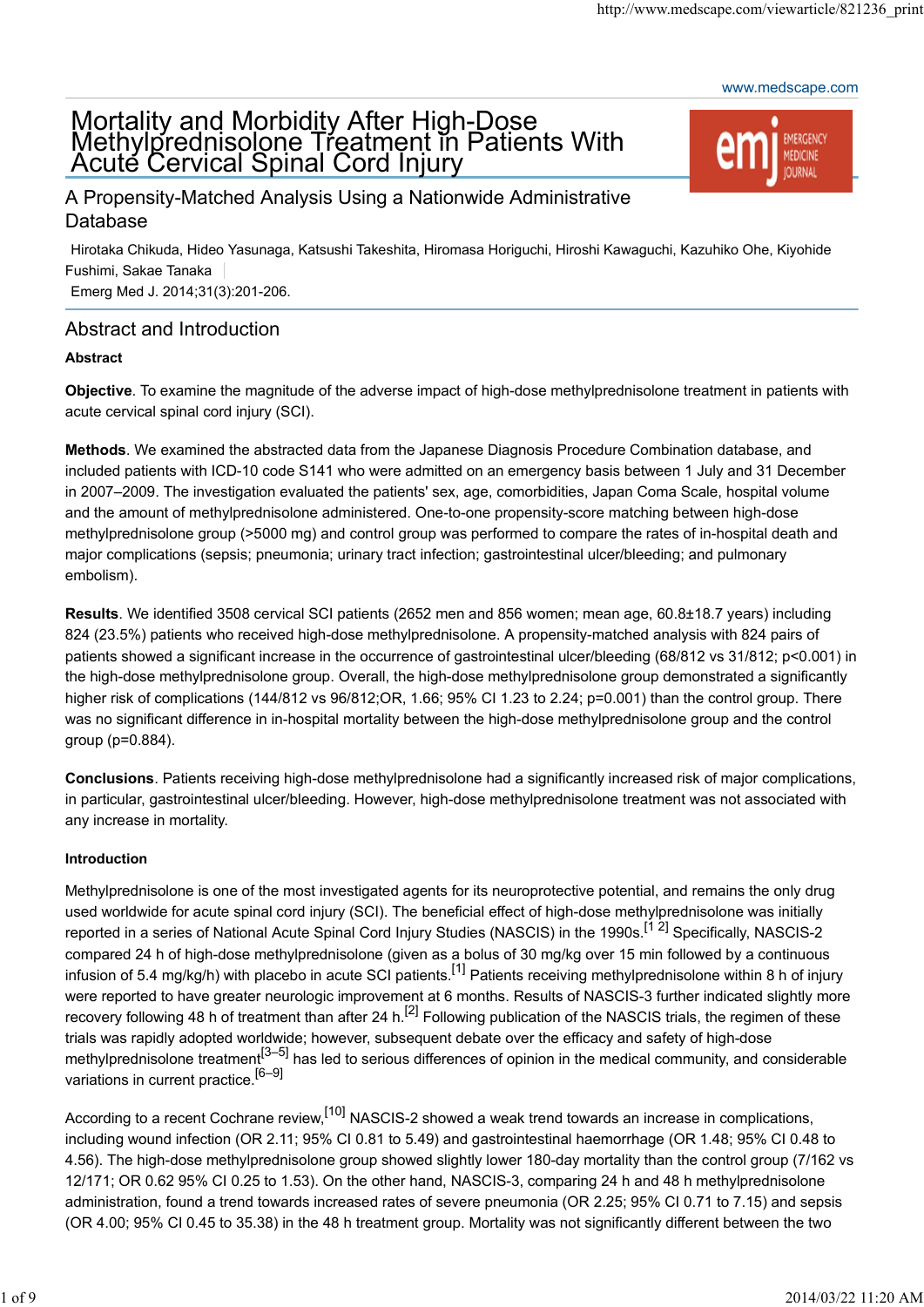# Mortality and Morbidity After High-Dose Methylprednisolone Treatment in Patients With Acute Cervical Spinal Cord Injury

## A Propensity-Matched Analysis Using a Nationwide Administrative Database

Hirotaka Chikuda, Hideo Yasunaga, Katsushi Takeshita, Hiromasa Horiguchi, Hiroshi Kawaguchi, Kazuhiko Ohe, Kiyohide Fushimi, Sakae Tanaka

Emerg Med J. 2014;31(3):201-206.

## Abstract and Introduction

### Abstract

**Objective**. To examine the magnitude of the adverse impact of high-dose methylprednisolone treatment in patients with acute cervical spinal cord injury (SCI).

**Methods**. We examined the abstracted data from the Japanese Diagnosis Procedure Combination database, and included patients with ICD-10 code S141 who were admitted on an emergency basis between 1 July and 31 December in 2007–2009. The investigation evaluated the patients' sex, age, comorbidities, Japan Coma Scale, hospital volume and the amount of methylprednisolone administered. One-to-one propensity-score matching between high-dose methylprednisolone group (>5000 mg) and control group was performed to compare the rates of in-hospital death and major complications (sepsis; pneumonia; urinary tract infection; gastrointestinal ulcer/bleeding; and pulmonary embolism).

**Results**. We identified 3508 cervical SCI patients (2652 men and 856 women; mean age, 60.8±18.7 years) including 824 (23.5%) patients who received high-dose methylprednisolone. A propensity-matched analysis with 824 pairs of patients showed a significant increase in the occurrence of gastrointestinal ulcer/bleeding (68/812 vs 31/812; $p<0.001$) in the high-dose methylprednisolone group. Overall, the high-dose methylprednisolone group demonstrated a significantly higher risk of complications (144/812 vs 96/812;OR, 1.66; 95% CI 1.23 to 2.24; $p=0.001$) than the control group. There was no significant difference in in-hospital mortality between the high-dose methylprednisolone group and the control group ($p=0.884$).

**Conclusions**. Patients receiving high-dose methylprednisolone had a significantly increased risk of major complications, in particular, gastrointestinal ulcer/bleeding. However, high-dose methylprednisolone treatment was not associated with any increase in mortality.

### Introduction

Methylprednisolone is one of the most investigated agents for its neuroprotective potential, and remains the only drug used worldwide for acute spinal cord injury (SCI). The beneficial effect of high-dose methylprednisolone was initially reported in a series of National Acute Spinal Cord Injury Studies (NASCIS) in the 1990s.[1 2] Specifically, NASCIS-2 compared 24 h of high-dose methylprednisolone (given as a bolus of 30 mg/kg over 15 min followed by a continuous infusion of 5.4 mg/kg/h) with placebo in acute SCI patients.[1] Patients receiving methylprednisolone within 8 h of injury were reported to have greater neurologic improvement at 6 months. Results of NASCIS-3 further indicated slightly more recovery following 48 h of treatment than after 24 h.[2] Following publication of the NASCIS trials, the regimen of these trials was rapidly adopted worldwide; however, subsequent debate over the efficacy and safety of high-dose methylprednisolone treatment[3–5] has led to serious differences of opinion in the medical community, and considerable variations in current practice.[6–9]

According to a recent Cochrane review,[10] NASCIS-2 showed a weak trend towards an increase in complications, including wound infection (OR 2.11; 95% CI 0.81 to 5.49) and gastrointestinal haemorrhage (OR 1.48; 95% CI 0.48 to 4.56). The high-dose methylprednisolone group showed slightly lower 180-day mortality than the control group (7/162 vs 12/171; OR 0.62 95% CI 0.25 to 1.53). On the other hand, NASCIS-3, comparing 24 h and 48 h methylprednisolone administration, found a trend towards increased rates of severe pneumonia (OR 2.25; 95% CI 0.71 to 7.15) and sepsis (OR 4.00; 95% CI 0.45 to 35.38) in the 48 h treatment group. Mortality was not significantly different between the two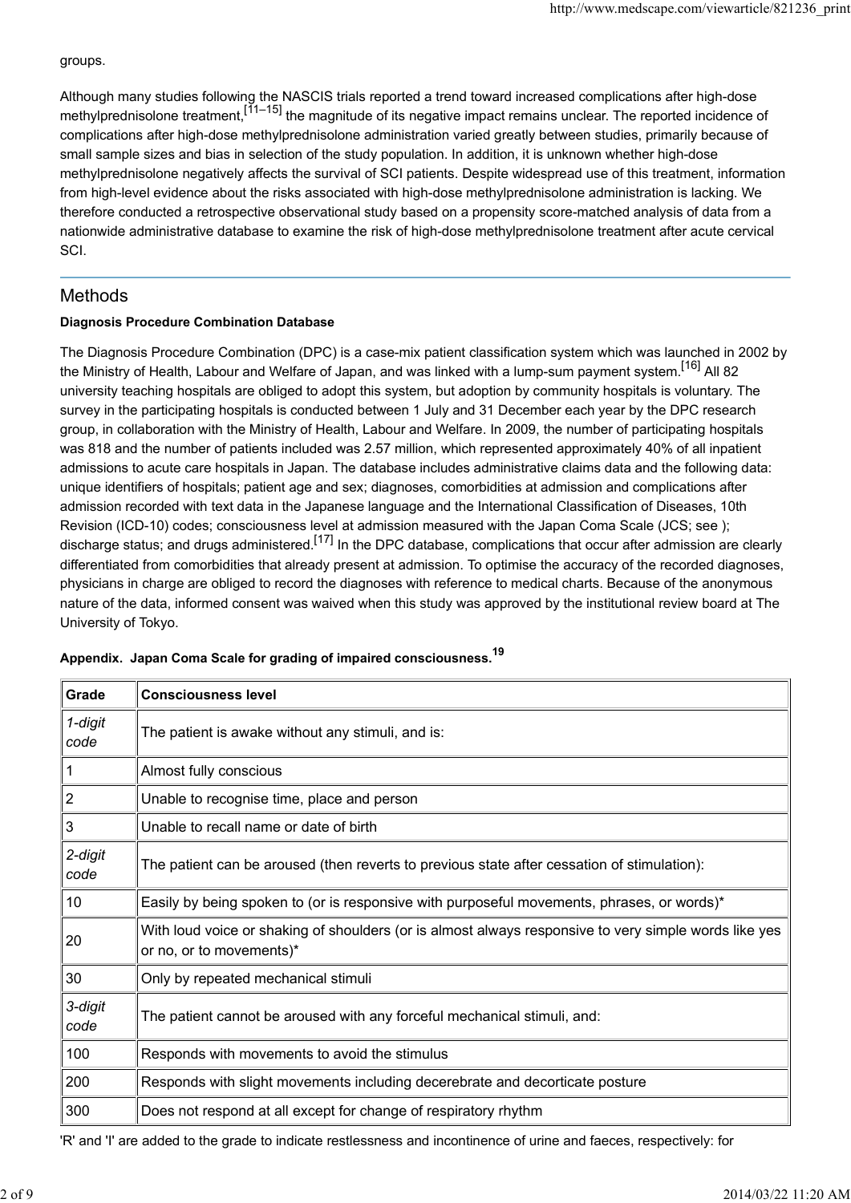groups.

Although many studies following the NASCIS trials reported a trend toward increased complications after high-dose methylprednisolone treatment,[11–15] the magnitude of its negative impact remains unclear. The reported incidence of complications after high-dose methylprednisolone administration varied greatly between studies, primarily because of small sample sizes and bias in selection of the study population. In addition, it is unknown whether high-dose methylprednisolone negatively affects the survival of SCI patients. Despite widespread use of this treatment, information from high-level evidence about the risks associated with high-dose methylprednisolone administration is lacking. We therefore conducted a retrospective observational study based on a propensity score-matched analysis of data from a nationwide administrative database to examine the risk of high-dose methylprednisolone treatment after acute cervical SCI.

## Methods

**Diagnosis Procedure Combination Database**

The Diagnosis Procedure Combination (DPC) is a case-mix patient classification system which was launched in 2002 by the Ministry of Health, Labour and Welfare of Japan, and was linked with a lump-sum payment system.[16] All 82 university teaching hospitals are obliged to adopt this system, but adoption by community hospitals is voluntary. The survey in the participating hospitals is conducted between 1 July and 31 December each year by the DPC research group, in collaboration with the Ministry of Health, Labour and Welfare. In 2009, the number of participating hospitals was 818 and the number of patients included was 2.57 million, which represented approximately 40% of all inpatient admissions to acute care hospitals in Japan. The database includes administrative claims data and the following data: unique identifiers of hospitals; patient age and sex; diagnoses, comorbidities at admission and complications after admission recorded with text data in the Japanese language and the International Classification of Diseases, 10th Revision (ICD-10) codes; consciousness level at admission measured with the Japan Coma Scale (JCS; see ); discharge status; and drugs administered.[17] In the DPC database, complications that occur after admission are clearly differentiated from comorbidities that already present at admission. To optimise the accuracy of the recorded diagnoses, physicians in charge are obliged to record the diagnoses with reference to medical charts. Because of the anonymous nature of the data, informed consent was waived when this study was approved by the institutional review board at The University of Tokyo.

**Appendix. Japan Coma Scale for grading of impaired consciousness.[19]**

| Grade | Consciousness level |
|---|---|
| *1-digit code* | The patient is awake without any stimuli, and is: |
| 1 | Almost fully conscious |
| 2 | Unable to recognise time, place and person |
| 3 | Unable to recall name or date of birth |
| *2-digit code* | The patient can be aroused (then reverts to previous state after cessation of stimulation): |
| 10 | Easily by being spoken to (or is responsive with purposeful movements, phrases, or words)* |
| 20 | With loud voice or shaking of shoulders (or is almost always responsive to very simple words like yes or no, or to movements)* |
| 30 | Only by repeated mechanical stimuli |
| *3-digit code* | The patient cannot be aroused with any forceful mechanical stimuli, and: |
| 100 | Responds with movements to avoid the stimulus |
| 200 | Responds with slight movements including decerebrate and decorticate posture |
| 300 | Does not respond at all except for change of respiratory rhythm |

'R' and 'I' are added to the grade to indicate restlessness and incontinence of urine and faeces, respectively: for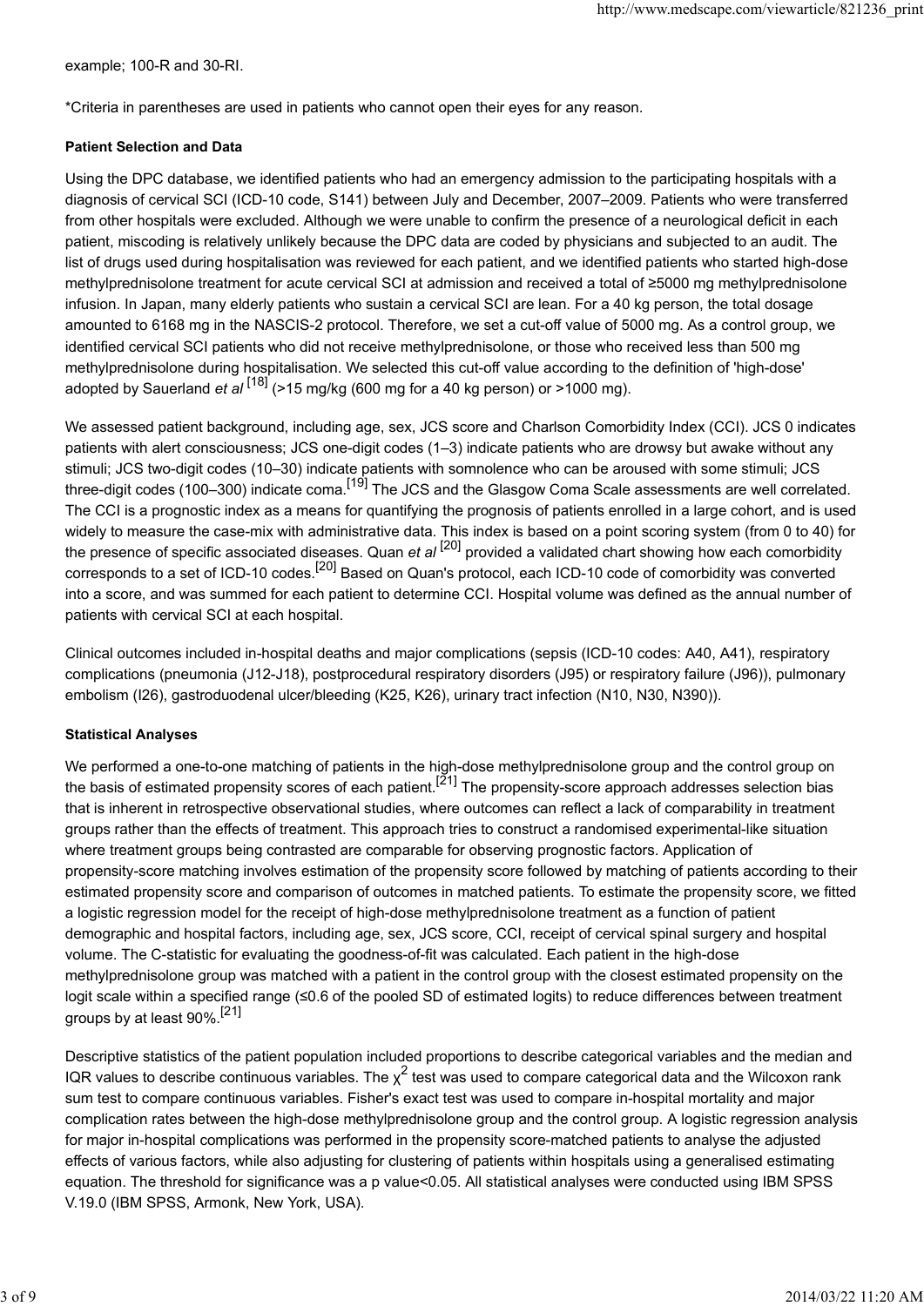example; 100-R and 30-RI.

*Criteria in parentheses are used in patients who cannot open their eyes for any reason.

### Patient Selection and Data

Using the DPC database, we identified patients who had an emergency admission to the participating hospitals with a diagnosis of cervical SCI (ICD-10 code, S141) between July and December, 2007–2009. Patients who were transferred from other hospitals were excluded. Although we were unable to confirm the presence of a neurological deficit in each patient, miscoding is relatively unlikely because the DPC data are coded by physicians and subjected to an audit. The list of drugs used during hospitalisation was reviewed for each patient, and we identified patients who started high-dose methylprednisolone treatment for acute cervical SCI at admission and received a total of ≥5000 mg methylprednisolone infusion. In Japan, many elderly patients who sustain a cervical SCI are lean. For a 40 kg person, the total dosage amounted to 6168 mg in the NASCIS-2 protocol. Therefore, we set a cut-off value of 5000 mg. As a control group, we identified cervical SCI patients who did not receive methylprednisolone, or those who received less than 500 mg methylprednisolone during hospitalisation. We selected this cut-off value according to the definition of 'high-dose' adopted by Sauerland *et al* [18] (>15 mg/kg (600 mg for a 40 kg person) or >1000 mg).

We assessed patient background, including age, sex, JCS score and Charlson Comorbidity Index (CCI). JCS 0 indicates patients with alert consciousness; JCS one-digit codes (1–3) indicate patients who are drowsy but awake without any stimuli; JCS two-digit codes (10–30) indicate patients with somnolence who can be aroused with some stimuli; JCS three-digit codes (100–300) indicate coma.[19] The JCS and the Glasgow Coma Scale assessments are well correlated. The CCI is a prognostic index as a means for quantifying the prognosis of patients enrolled in a large cohort, and is used widely to measure the case-mix with administrative data. This index is based on a point scoring system (from 0 to 40) for the presence of specific associated diseases. Quan *et al* [20] provided a validated chart showing how each comorbidity corresponds to a set of ICD-10 codes.[20] Based on Quan's protocol, each ICD-10 code of comorbidity was converted into a score, and was summed for each patient to determine CCI. Hospital volume was defined as the annual number of patients with cervical SCI at each hospital.

Clinical outcomes included in-hospital deaths and major complications (sepsis (ICD-10 codes: A40, A41), respiratory complications (pneumonia (J12-J18), postprocedural respiratory disorders (J95) or respiratory failure (J96)), pulmonary embolism (I26), gastroduodenal ulcer/bleeding (K25, K26), urinary tract infection (N10, N30, N390)).

### Statistical Analyses

We performed a one-to-one matching of patients in the high-dose methylprednisolone group and the control group on the basis of estimated propensity scores of each patient.[21] The propensity-score approach addresses selection bias that is inherent in retrospective observational studies, where outcomes can reflect a lack of comparability in treatment groups rather than the effects of treatment. This approach tries to construct a randomised experimental-like situation where treatment groups being contrasted are comparable for observing prognostic factors. Application of propensity-score matching involves estimation of the propensity score followed by matching of patients according to their estimated propensity score and comparison of outcomes in matched patients. To estimate the propensity score, we fitted a logistic regression model for the receipt of high-dose methylprednisolone treatment as a function of patient demographic and hospital factors, including age, sex, JCS score, CCI, receipt of cervical spinal surgery and hospital volume. The C-statistic for evaluating the goodness-of-fit was calculated. Each patient in the high-dose methylprednisolone group was matched with a patient in the control group with the closest estimated propensity on the logit scale within a specified range (≤0.6 of the pooled SD of estimated logits) to reduce differences between treatment groups by at least 90%.[21]

Descriptive statistics of the patient population included proportions to describe categorical variables and the median and IQR values to describe continuous variables. The $\chi^2$ test was used to compare categorical data and the Wilcoxon rank sum test to compare continuous variables. Fisher's exact test was used to compare in-hospital mortality and major complication rates between the high-dose methylprednisolone group and the control group. A logistic regression analysis for major in-hospital complications was performed in the propensity score-matched patients to analyse the adjusted effects of various factors, while also adjusting for clustering of patients within hospitals using a generalised estimating equation. The threshold for significance was a p value<0.05. All statistical analyses were conducted using IBM SPSS V.19.0 (IBM SPSS, Armonk, New York, USA).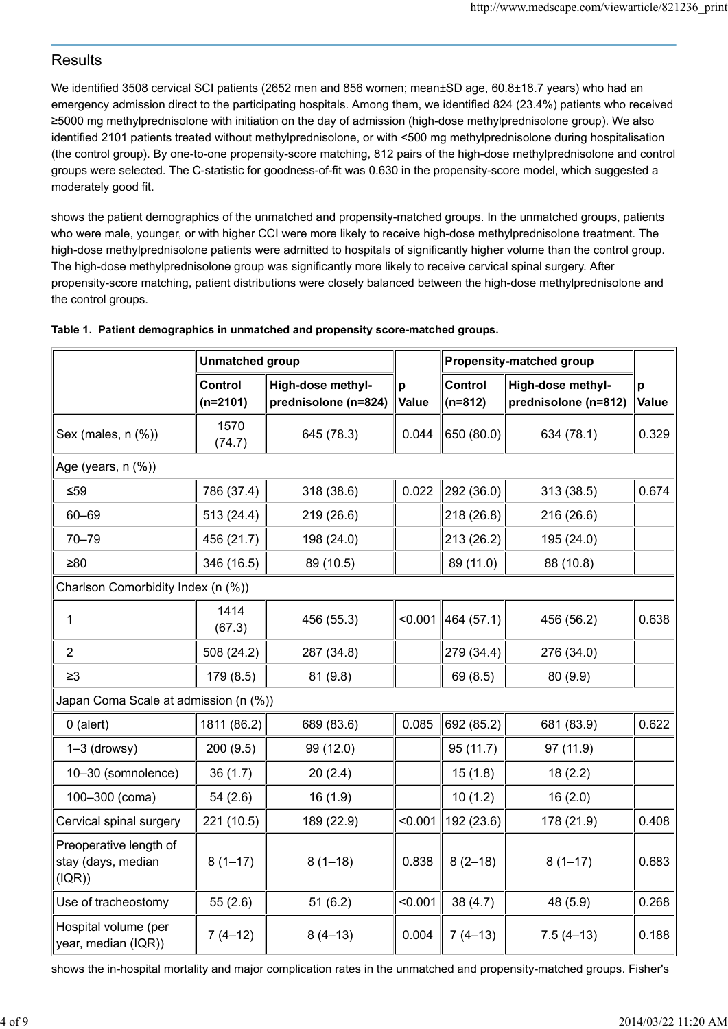## Results

We identified 3508 cervical SCI patients (2652 men and 856 women; mean±SD age, 60.8±18.7 years) who had an emergency admission direct to the participating hospitals. Among them, we identified 824 (23.4%) patients who received ≥5000 mg methylprednisolone with initiation on the day of admission (high-dose methylprednisolone group). We also identified 2101 patients treated without methylprednisolone, or with <500 mg methylprednisolone during hospitalisation (the control group). By one-to-one propensity-score matching, 812 pairs of the high-dose methylprednisolone and control groups were selected. The C-statistic for goodness-of-fit was 0.630 in the propensity-score model, which suggested a moderately good fit.

shows the patient demographics of the unmatched and propensity-matched groups. In the unmatched groups, patients who were male, younger, or with higher CCI were more likely to receive high-dose methylprednisolone treatment. The high-dose methylprednisolone patients were admitted to hospitals of significantly higher volume than the control group. The high-dose methylprednisolone group was significantly more likely to receive cervical spinal surgery. After propensity-score matching, patient distributions were closely balanced between the high-dose methylprednisolone and the control groups.

**Table 1. Patient demographics in unmatched and propensity score-matched groups.**

| | Unmatched group | | p Value | Propensity-matched group | | p Value |
|---|---|---|---|---|---|---|
| | Control (n=2101) | High-dose methyl-prednisolone (n=824) | | Control (n=812) | High-dose methyl-prednisolone (n=812) | |
| Sex (males, n (%)) | 1570 (74.7) | 645 (78.3) | 0.044 | 650 (80.0) | 634 (78.1) | 0.329 |
| Age (years, n (%)) | | | | | | |
| ≤59 | 786 (37.4) | 318 (38.6) | 0.022 | 292 (36.0) | 313 (38.5) | 0.674 |
| 60–69 | 513 (24.4) | 219 (26.6) | | 218 (26.8) | 216 (26.6) | |
| 70–79 | 456 (21.7) | 198 (24.0) | | 213 (26.2) | 195 (24.0) | |
| ≥80 | 346 (16.5) | 89 (10.5) | | 89 (11.0) | 88 (10.8) | |
| Charlson Comorbidity Index (n (%)) | | | | | | |
| 1 | 1414 (67.3) | 456 (55.3) | <0.001 | 464 (57.1) | 456 (56.2) | 0.638 |
| 2 | 508 (24.2) | 287 (34.8) | | 279 (34.4) | 276 (34.0) | |
| ≥3 | 179 (8.5) | 81 (9.8) | | 69 (8.5) | 80 (9.9) | |
| Japan Coma Scale at admission (n (%)) | | | | | | |
| 0 (alert) | 1811 (86.2) | 689 (83.6) | 0.085 | 692 (85.2) | 681 (83.9) | 0.622 |
| 1–3 (drowsy) | 200 (9.5) | 99 (12.0) | | 95 (11.7) | 97 (11.9) | |
| 10–30 (somnolence) | 36 (1.7) | 20 (2.4) | | 15 (1.8) | 18 (2.2) | |
| 100–300 (coma) | 54 (2.6) | 16 (1.9) | | 10 (1.2) | 16 (2.0) | |
| Cervical spinal surgery | 221 (10.5) | 189 (22.9) | <0.001 | 192 (23.6) | 178 (21.9) | 0.408 |
| Preoperative length of stay (days, median (IQR)) | 8 (1–17) | 8 (1–18) | 0.838 | 8 (2–18) | 8 (1–17) | 0.683 |
| Use of tracheostomy | 55 (2.6) | 51 (6.2) | <0.001 | 38 (4.7) | 48 (5.9) | 0.268 |
| Hospital volume (per year, median (IQR)) | 7 (4–12) | 8 (4–13) | 0.004 | 7 (4–13) | 7.5 (4–13) | 0.188 |

shows the in-hospital mortality and major complication rates in the unmatched and propensity-matched groups. Fisher's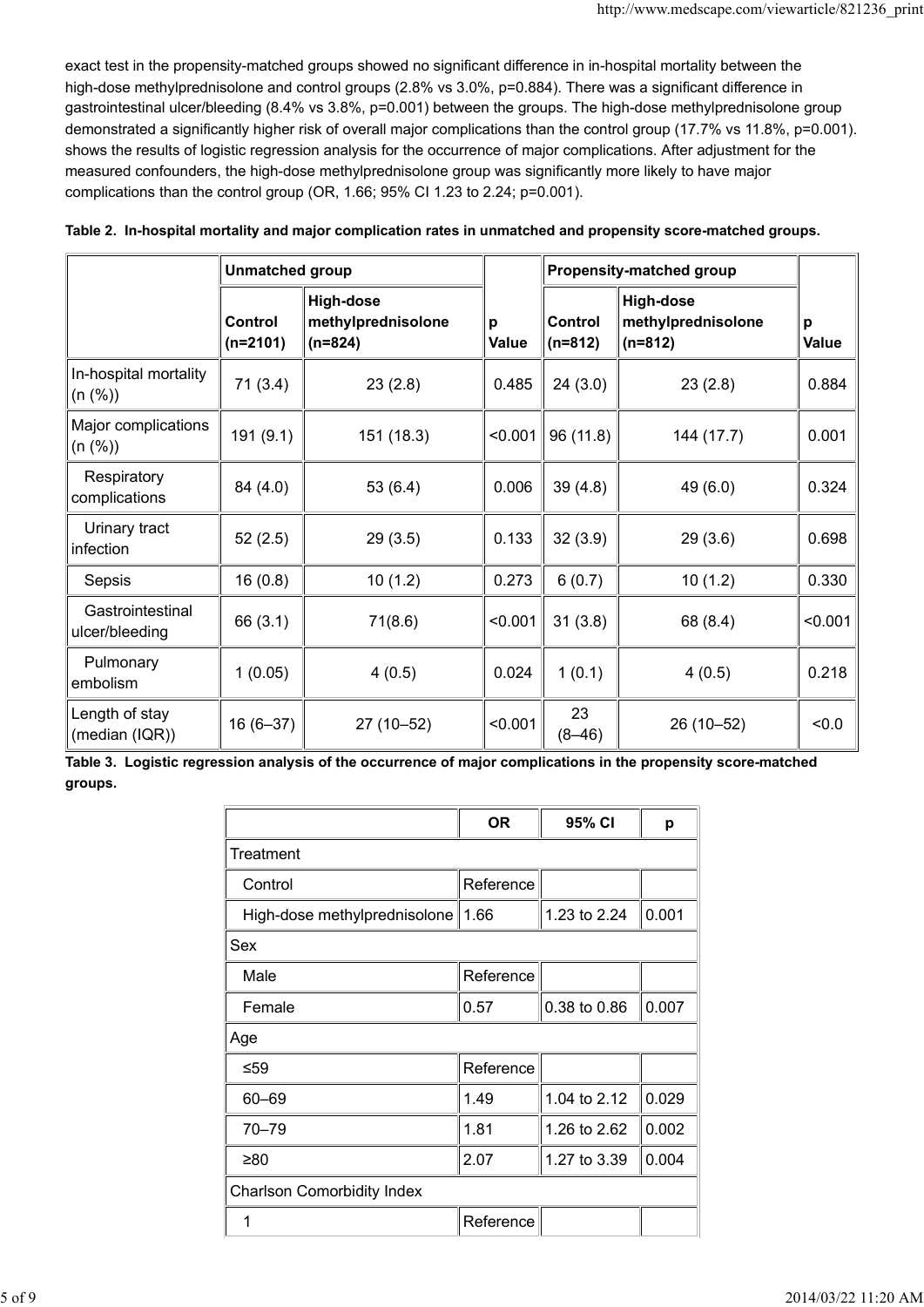exact test in the propensity-matched groups showed no significant difference in in-hospital mortality between the high-dose methylprednisolone and control groups (2.8% vs 3.0%, p=0.884). There was a significant difference in gastrointestinal ulcer/bleeding (8.4% vs 3.8%, p=0.001) between the groups. The high-dose methylprednisolone group demonstrated a significantly higher risk of overall major complications than the control group (17.7% vs 11.8%, p=0.001). shows the results of logistic regression analysis for the occurrence of major complications. After adjustment for the measured confounders, the high-dose methylprednisolone group was significantly more likely to have major complications than the control group (OR, 1.66; 95% CI 1.23 to 2.24; p=0.001).

**Table 2. In-hospital mortality and major complication rates in unmatched and propensity score-matched groups.**

| | Unmatched group | | p Value | Propensity-matched group | | p Value |
|---|---|---|---|---|---|---|
| | Control (n=2101) | High-dose methylprednisolone (n=824) | | Control (n=812) | High-dose methylprednisolone (n=812) | |
| In-hospital mortality (n (%)) | 71 (3.4) | 23 (2.8) | 0.485 | 24 (3.0) | 23 (2.8) | 0.884 |
| Major complications (n (%)) | 191 (9.1) | 151 (18.3) | <0.001 | 96 (11.8) | 144 (17.7) | 0.001 |
| Respiratory complications | 84 (4.0) | 53 (6.4) | 0.006 | 39 (4.8) | 49 (6.0) | 0.324 |
| Urinary tract infection | 52 (2.5) | 29 (3.5) | 0.133 | 32 (3.9) | 29 (3.6) | 0.698 |
| Sepsis | 16 (0.8) | 10 (1.2) | 0.273 | 6 (0.7) | 10 (1.2) | 0.330 |
| Gastrointestinal ulcer/bleeding | 66 (3.1) | 71(8.6) | <0.001 | 31 (3.8) | 68 (8.4) | <0.001 |
| Pulmonary embolism | 1 (0.05) | 4 (0.5) | 0.024 | 1 (0.1) | 4 (0.5) | 0.218 |
| Length of stay (median (IQR)) | 16 (6–37) | 27 (10–52) | <0.001 | 23 (8–46) | 26 (10–52) | <0.0 |

**Table 3. Logistic regression analysis of the occurrence of major complications in the propensity score-matched groups.**

| | OR | 95% CI | p |
|---|---|---|---|
| Treatment | | | |
| Control | Reference | | |
| High-dose methylprednisolone | 1.66 | 1.23 to 2.24 | 0.001 |
| Sex | | | |
| Male | Reference | | |
| Female | 0.57 | 0.38 to 0.86 | 0.007 |
| Age | | | |
| ≤59 | Reference | | |
| 60–69 | 1.49 | 1.04 to 2.12 | 0.029 |
| 70–79 | 1.81 | 1.26 to 2.62 | 0.002 |
| ≥80 | 2.07 | 1.27 to 3.39 | 0.004 |
| Charlson Comorbidity Index | | | |
| 1 | Reference | | |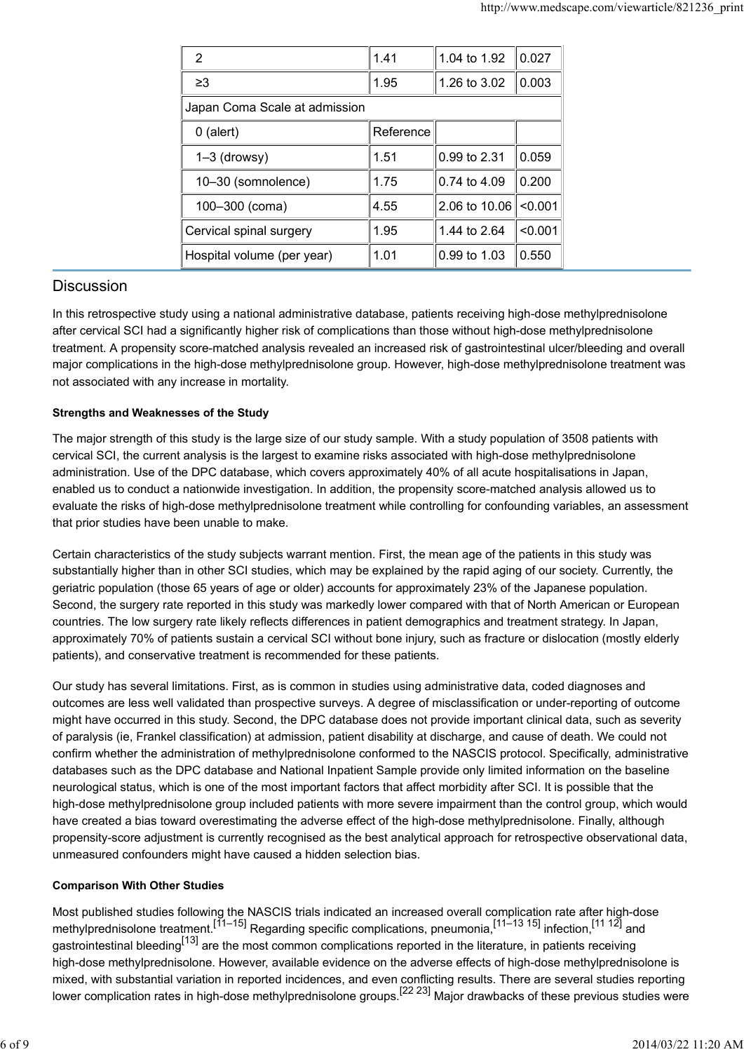| | | | |
|---|---|---|---|
| 2 | 1.41 | 1.04 to 1.92 | 0.027 |
| ≥3 | 1.95 | 1.26 to 3.02 | 0.003 |
| Japan Coma Scale at admission | | | |
| 0 (alert) | Reference | | |
| 1–3 (drowsy) | 1.51 | 0.99 to 2.31 | 0.059 |
| 10–30 (somnolence) | 1.75 | 0.74 to 4.09 | 0.200 |
| 100–300 (coma) | 4.55 | 2.06 to 10.06 | <0.001 |
| Cervical spinal surgery | 1.95 | 1.44 to 2.64 | <0.001 |
| Hospital volume (per year) | 1.01 | 0.99 to 1.03 | 0.550 |

## Discussion

In this retrospective study using a national administrative database, patients receiving high-dose methylprednisolone after cervical SCI had a significantly higher risk of complications than those without high-dose methylprednisolone treatment. A propensity score-matched analysis revealed an increased risk of gastrointestinal ulcer/bleeding and overall major complications in the high-dose methylprednisolone group. However, high-dose methylprednisolone treatment was not associated with any increase in mortality.

### Strengths and Weaknesses of the Study

The major strength of this study is the large size of our study sample. With a study population of 3508 patients with cervical SCI, the current analysis is the largest to examine risks associated with high-dose methylprednisolone administration. Use of the DPC database, which covers approximately 40% of all acute hospitalisations in Japan, enabled us to conduct a nationwide investigation. In addition, the propensity score-matched analysis allowed us to evaluate the risks of high-dose methylprednisolone treatment while controlling for confounding variables, an assessment that prior studies have been unable to make.

Certain characteristics of the study subjects warrant mention. First, the mean age of the patients in this study was substantially higher than in other SCI studies, which may be explained by the rapid aging of our society. Currently, the geriatric population (those 65 years of age or older) accounts for approximately 23% of the Japanese population. Second, the surgery rate reported in this study was markedly lower compared with that of North American or European countries. The low surgery rate likely reflects differences in patient demographics and treatment strategy. In Japan, approximately 70% of patients sustain a cervical SCI without bone injury, such as fracture or dislocation (mostly elderly patients), and conservative treatment is recommended for these patients.

Our study has several limitations. First, as is common in studies using administrative data, coded diagnoses and outcomes are less well validated than prospective surveys. A degree of misclassification or under-reporting of outcome might have occurred in this study. Second, the DPC database does not provide important clinical data, such as severity of paralysis (ie, Frankel classification) at admission, patient disability at discharge, and cause of death. We could not confirm whether the administration of methylprednisolone conformed to the NASCIS protocol. Specifically, administrative databases such as the DPC database and National Inpatient Sample provide only limited information on the baseline neurological status, which is one of the most important factors that affect morbidity after SCI. It is possible that the high-dose methylprednisolone group included patients with more severe impairment than the control group, which would have created a bias toward overestimating the adverse effect of the high-dose methylprednisolone. Finally, although propensity-score adjustment is currently recognised as the best analytical approach for retrospective observational data, unmeasured confounders might have caused a hidden selection bias.

### Comparison With Other Studies

Most published studies following the NASCIS trials indicated an increased overall complication rate after high-dose methylprednisolone treatment.[11–15] Regarding specific complications, pneumonia,[11–13 15] infection,[11 12] and gastrointestinal bleeding[13] are the most common complications reported in the literature, in patients receiving high-dose methylprednisolone. However, available evidence on the adverse effects of high-dose methylprednisolone is mixed, with substantial variation in reported incidences, and even conflicting results. There are several studies reporting lower complication rates in high-dose methylprednisolone groups.[22 23] Major drawbacks of these previous studies were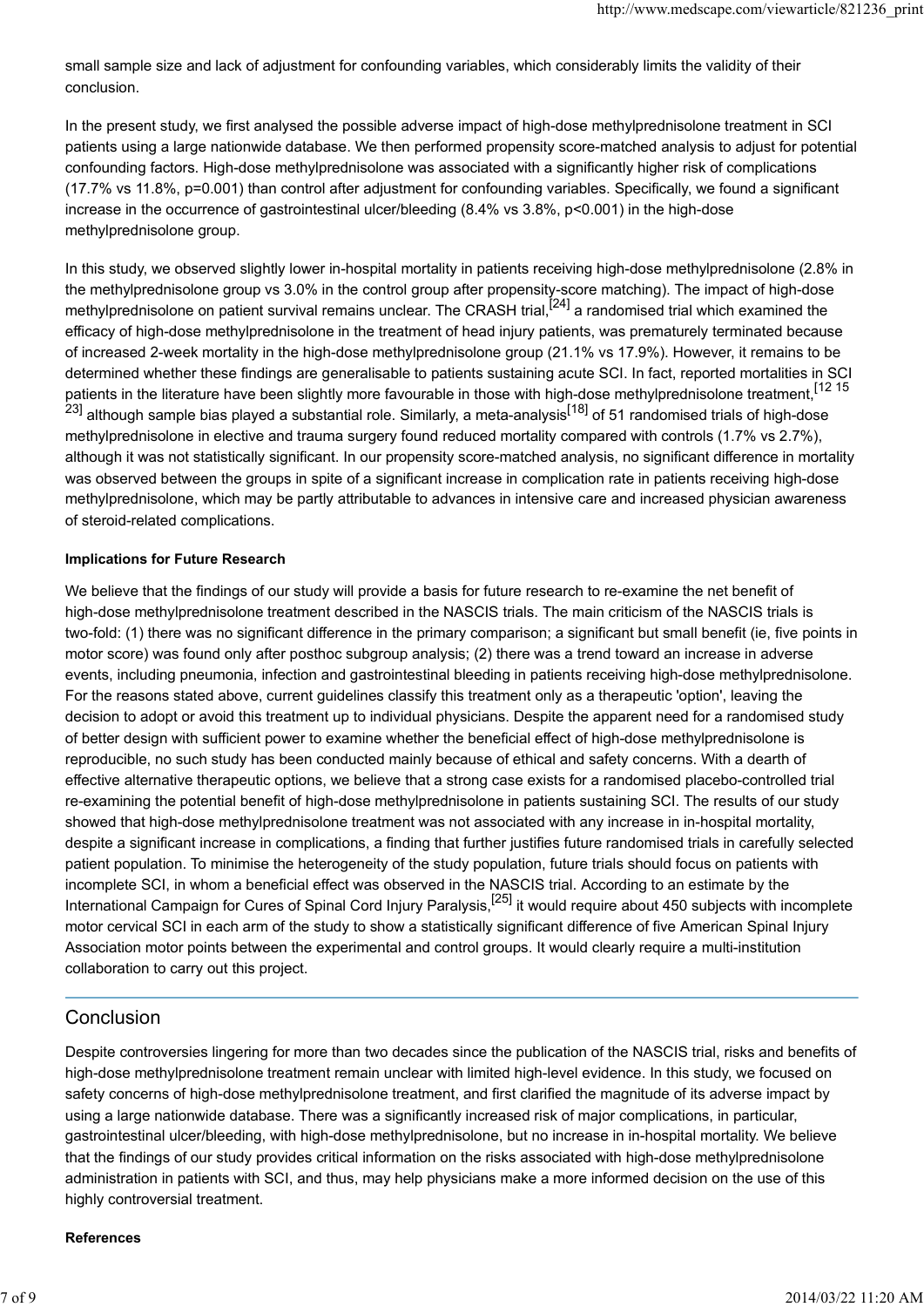small sample size and lack of adjustment for confounding variables, which considerably limits the validity of their conclusion.

In the present study, we first analysed the possible adverse impact of high-dose methylprednisolone treatment in SCI patients using a large nationwide database. We then performed propensity score-matched analysis to adjust for potential confounding factors. High-dose methylprednisolone was associated with a significantly higher risk of complications (17.7% vs 11.8%, p=0.001) than control after adjustment for confounding variables. Specifically, we found a significant increase in the occurrence of gastrointestinal ulcer/bleeding (8.4% vs 3.8%, p<0.001) in the high-dose methylprednisolone group.

In this study, we observed slightly lower in-hospital mortality in patients receiving high-dose methylprednisolone (2.8% in the methylprednisolone group vs 3.0% in the control group after propensity-score matching). The impact of high-dose methylprednisolone on patient survival remains unclear. The CRASH trial,[24] a randomised trial which examined the efficacy of high-dose methylprednisolone in the treatment of head injury patients, was prematurely terminated because of increased 2-week mortality in the high-dose methylprednisolone group (21.1% vs 17.9%). However, it remains to be determined whether these findings are generalisable to patients sustaining acute SCI. In fact, reported mortalities in SCI patients in the literature have been slightly more favourable in those with high-dose methylprednisolone treatment,[12 15 23] although sample bias played a substantial role. Similarly, a meta-analysis[18] of 51 randomised trials of high-dose methylprednisolone in elective and trauma surgery found reduced mortality compared with controls (1.7% vs 2.7%), although it was not statistically significant. In our propensity score-matched analysis, no significant difference in mortality was observed between the groups in spite of a significant increase in complication rate in patients receiving high-dose methylprednisolone, which may be partly attributable to advances in intensive care and increased physician awareness of steroid-related complications.

### Implications for Future Research

We believe that the findings of our study will provide a basis for future research to re-examine the net benefit of high-dose methylprednisolone treatment described in the NASCIS trials. The main criticism of the NASCIS trials is two-fold: (1) there was no significant difference in the primary comparison; a significant but small benefit (ie, five points in motor score) was found only after posthoc subgroup analysis; (2) there was a trend toward an increase in adverse events, including pneumonia, infection and gastrointestinal bleeding in patients receiving high-dose methylprednisolone. For the reasons stated above, current guidelines classify this treatment only as a therapeutic 'option', leaving the decision to adopt or avoid this treatment up to individual physicians. Despite the apparent need for a randomised study of better design with sufficient power to examine whether the beneficial effect of high-dose methylprednisolone is reproducible, no such study has been conducted mainly because of ethical and safety concerns. With a dearth of effective alternative therapeutic options, we believe that a strong case exists for a randomised placebo-controlled trial re-examining the potential benefit of high-dose methylprednisolone in patients sustaining SCI. The results of our study showed that high-dose methylprednisolone treatment was not associated with any increase in in-hospital mortality, despite a significant increase in complications, a finding that further justifies future randomised trials in carefully selected patient population. To minimise the heterogeneity of the study population, future trials should focus on patients with incomplete SCI, in whom a beneficial effect was observed in the NASCIS trial. According to an estimate by the International Campaign for Cures of Spinal Cord Injury Paralysis,[25] it would require about 450 subjects with incomplete motor cervical SCI in each arm of the study to show a statistically significant difference of five American Spinal Injury Association motor points between the experimental and control groups. It would clearly require a multi-institution collaboration to carry out this project.

## Conclusion

Despite controversies lingering for more than two decades since the publication of the NASCIS trial, risks and benefits of high-dose methylprednisolone treatment remain unclear with limited high-level evidence. In this study, we focused on safety concerns of high-dose methylprednisolone treatment, and first clarified the magnitude of its adverse impact by using a large nationwide database. There was a significantly increased risk of major complications, in particular, gastrointestinal ulcer/bleeding, with high-dose methylprednisolone, but no increase in in-hospital mortality. We believe that the findings of our study provides critical information on the risks associated with high-dose methylprednisolone administration in patients with SCI, and thus, may help physicians make a more informed decision on the use of this highly controversial treatment.

### References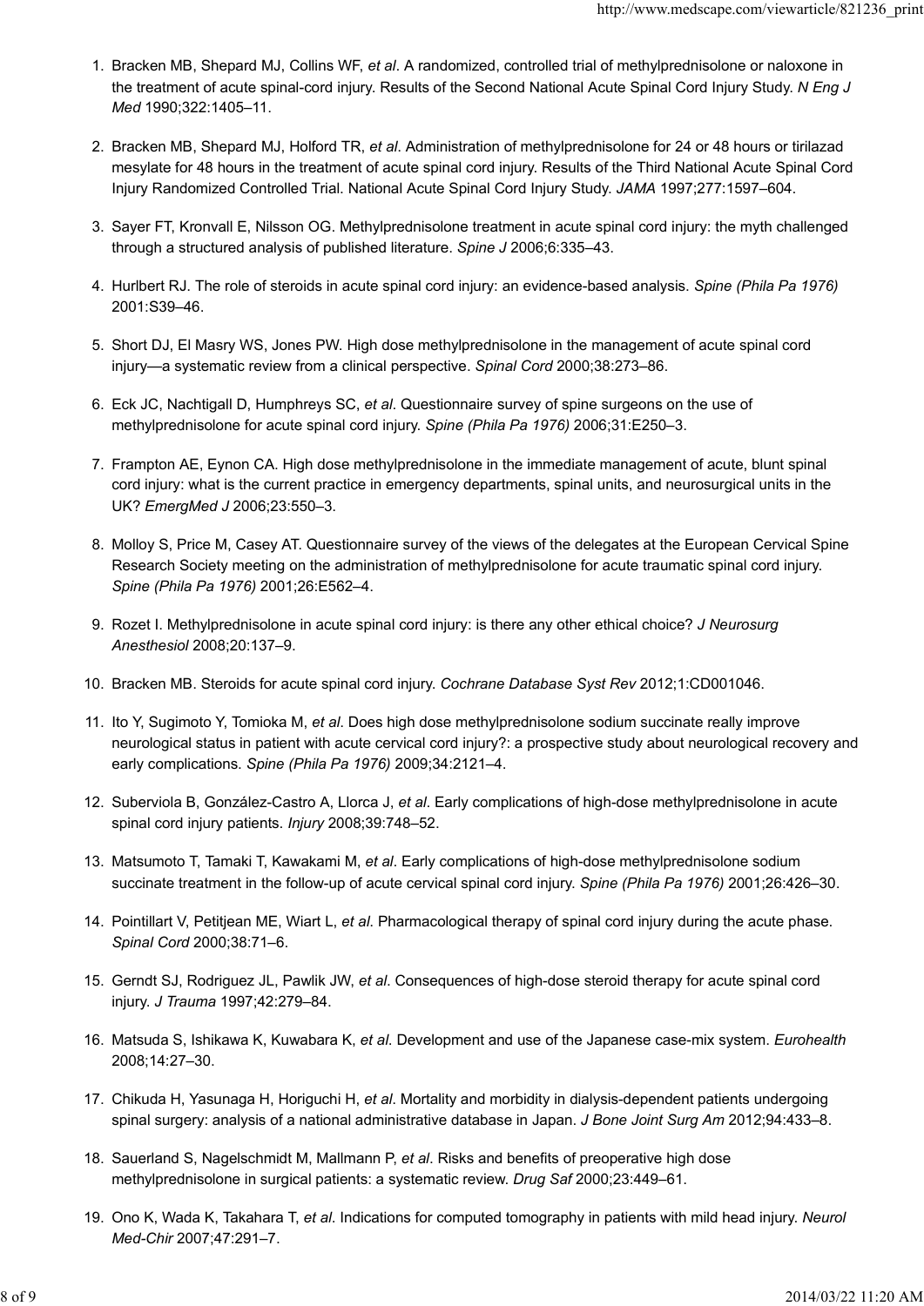1. Bracken MB, Shepard MJ, Collins WF, *et al*. A randomized, controlled trial of methylprednisolone or naloxone in the treatment of acute spinal-cord injury. Results of the Second National Acute Spinal Cord Injury Study. *N Eng J Med* 1990;322:1405–11.
2. Bracken MB, Shepard MJ, Holford TR, *et al*. Administration of methylprednisolone for 24 or 48 hours or tirilazad mesylate for 48 hours in the treatment of acute spinal cord injury. Results of the Third National Acute Spinal Cord Injury Randomized Controlled Trial. National Acute Spinal Cord Injury Study. *JAMA* 1997;277:1597–604.
3. Sayer FT, Kronvall E, Nilsson OG. Methylprednisolone treatment in acute spinal cord injury: the myth challenged through a structured analysis of published literature. *Spine J* 2006;6:335–43.
4. Hurlbert RJ. The role of steroids in acute spinal cord injury: an evidence-based analysis. *Spine (Phila Pa 1976)* 2001:S39–46.
5. Short DJ, El Masry WS, Jones PW. High dose methylprednisolone in the management of acute spinal cord injury—a systematic review from a clinical perspective. *Spinal Cord* 2000;38:273–86.
6. Eck JC, Nachtigall D, Humphreys SC, *et al*. Questionnaire survey of spine surgeons on the use of methylprednisolone for acute spinal cord injury. *Spine (Phila Pa 1976)* 2006;31:E250–3.
7. Frampton AE, Eynon CA. High dose methylprednisolone in the immediate management of acute, blunt spinal cord injury: what is the current practice in emergency departments, spinal units, and neurosurgical units in the UK? *EmergMed J* 2006;23:550–3.
8. Molloy S, Price M, Casey AT. Questionnaire survey of the views of the delegates at the European Cervical Spine Research Society meeting on the administration of methylprednisolone for acute traumatic spinal cord injury. *Spine (Phila Pa 1976)* 2001;26:E562–4.
9. Rozet I. Methylprednisolone in acute spinal cord injury: is there any other ethical choice? *J Neurosurg Anesthesiol* 2008;20:137–9.
10. Bracken MB. Steroids for acute spinal cord injury. *Cochrane Database Syst Rev* 2012;1:CD001046.
11. Ito Y, Sugimoto Y, Tomioka M, *et al*. Does high dose methylprednisolone sodium succinate really improve neurological status in patient with acute cervical cord injury?: a prospective study about neurological recovery and early complications. *Spine (Phila Pa 1976)* 2009;34:2121–4.
12. Suberviola B, González-Castro A, Llorca J, *et al*. Early complications of high-dose methylprednisolone in acute spinal cord injury patients. *Injury* 2008;39:748–52.
13. Matsumoto T, Tamaki T, Kawakami M, *et al*. Early complications of high-dose methylprednisolone sodium succinate treatment in the follow-up of acute cervical spinal cord injury. *Spine (Phila Pa 1976)* 2001;26:426–30.
14. Pointillart V, Petitjean ME, Wiart L, *et al*. Pharmacological therapy of spinal cord injury during the acute phase. *Spinal Cord* 2000;38:71–6.
15. Gerndt SJ, Rodriguez JL, Pawlik JW, *et al*. Consequences of high-dose steroid therapy for acute spinal cord injury. *J Trauma* 1997;42:279–84.
16. Matsuda S, Ishikawa K, Kuwabara K, *et al*. Development and use of the Japanese case-mix system. *Eurohealth* 2008;14:27–30.
17. Chikuda H, Yasunaga H, Horiguchi H, *et al*. Mortality and morbidity in dialysis-dependent patients undergoing spinal surgery: analysis of a national administrative database in Japan. *J Bone Joint Surg Am* 2012;94:433–8.
18. Sauerland S, Nagelschmidt M, Mallmann P, *et al*. Risks and benefits of preoperative high dose methylprednisolone in surgical patients: a systematic review. *Drug Saf* 2000;23:449–61.
19. Ono K, Wada K, Takahara T, *et al*. Indications for computed tomography in patients with mild head injury. *Neurol Med-Chir* 2007;47:291–7.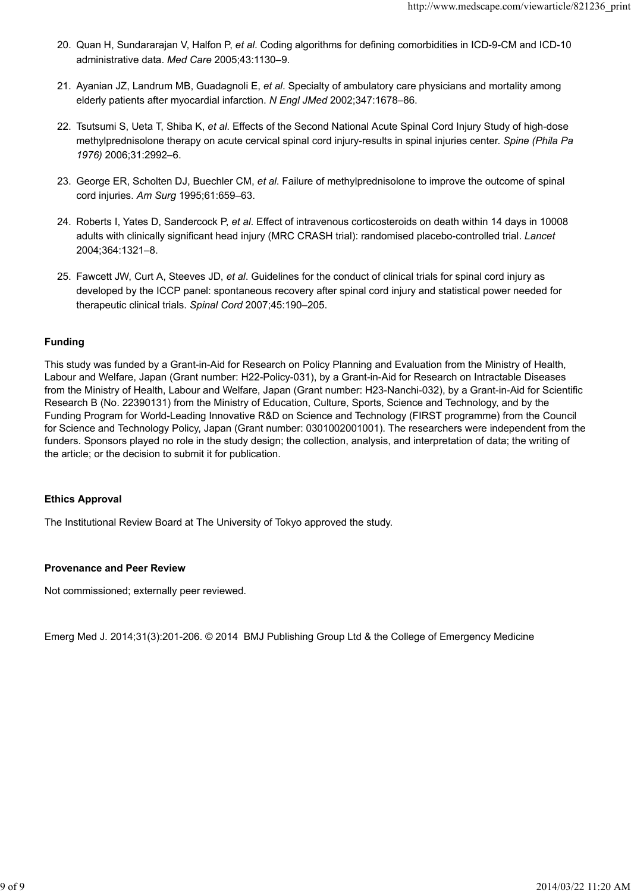20. Quan H, Sundararajan V, Halfon P, *et al*. Coding algorithms for defining comorbidities in ICD-9-CM and ICD-10 administrative data. *Med Care* 2005;43:1130–9.

21. Ayanian JZ, Landrum MB, Guadagnoli E, *et al*. Specialty of ambulatory care physicians and mortality among elderly patients after myocardial infarction. *N Engl JMed* 2002;347:1678–86.

22. Tsutsumi S, Ueta T, Shiba K, *et al*. Effects of the Second National Acute Spinal Cord Injury Study of high-dose methylprednisolone therapy on acute cervical spinal cord injury-results in spinal injuries center. *Spine (Phila Pa 1976)* 2006;31:2992–6.

23. George ER, Scholten DJ, Buechler CM, *et al*. Failure of methylprednisolone to improve the outcome of spinal cord injuries. *Am Surg* 1995;61:659–63.

24. Roberts I, Yates D, Sandercock P, *et al*. Effect of intravenous corticosteroids on death within 14 days in 10008 adults with clinically significant head injury (MRC CRASH trial): randomised placebo-controlled trial. *Lancet* 2004;364:1321–8.

25. Fawcett JW, Curt A, Steeves JD, *et al*. Guidelines for the conduct of clinical trials for spinal cord injury as developed by the ICCP panel: spontaneous recovery after spinal cord injury and statistical power needed for therapeutic clinical trials. *Spinal Cord* 2007;45:190–205.

### Funding

This study was funded by a Grant-in-Aid for Research on Policy Planning and Evaluation from the Ministry of Health, Labour and Welfare, Japan (Grant number: H22-Policy-031), by a Grant-in-Aid for Research on Intractable Diseases from the Ministry of Health, Labour and Welfare, Japan (Grant number: H23-Nanchi-032), by a Grant-in-Aid for Scientific Research B (No. 22390131) from the Ministry of Education, Culture, Sports, Science and Technology, and by the Funding Program for World-Leading Innovative R&D on Science and Technology (FIRST programme) from the Council for Science and Technology Policy, Japan (Grant number: 0301002001001). The researchers were independent from the funders. Sponsors played no role in the study design; the collection, analysis, and interpretation of data; the writing of the article; or the decision to submit it for publication.

### Ethics Approval

The Institutional Review Board at The University of Tokyo approved the study.

### Provenance and Peer Review

Not commissioned; externally peer reviewed.

Emerg Med J. 2014;31(3):201-206. © 2014 BMJ Publishing Group Ltd & the College of Emergency Medicine